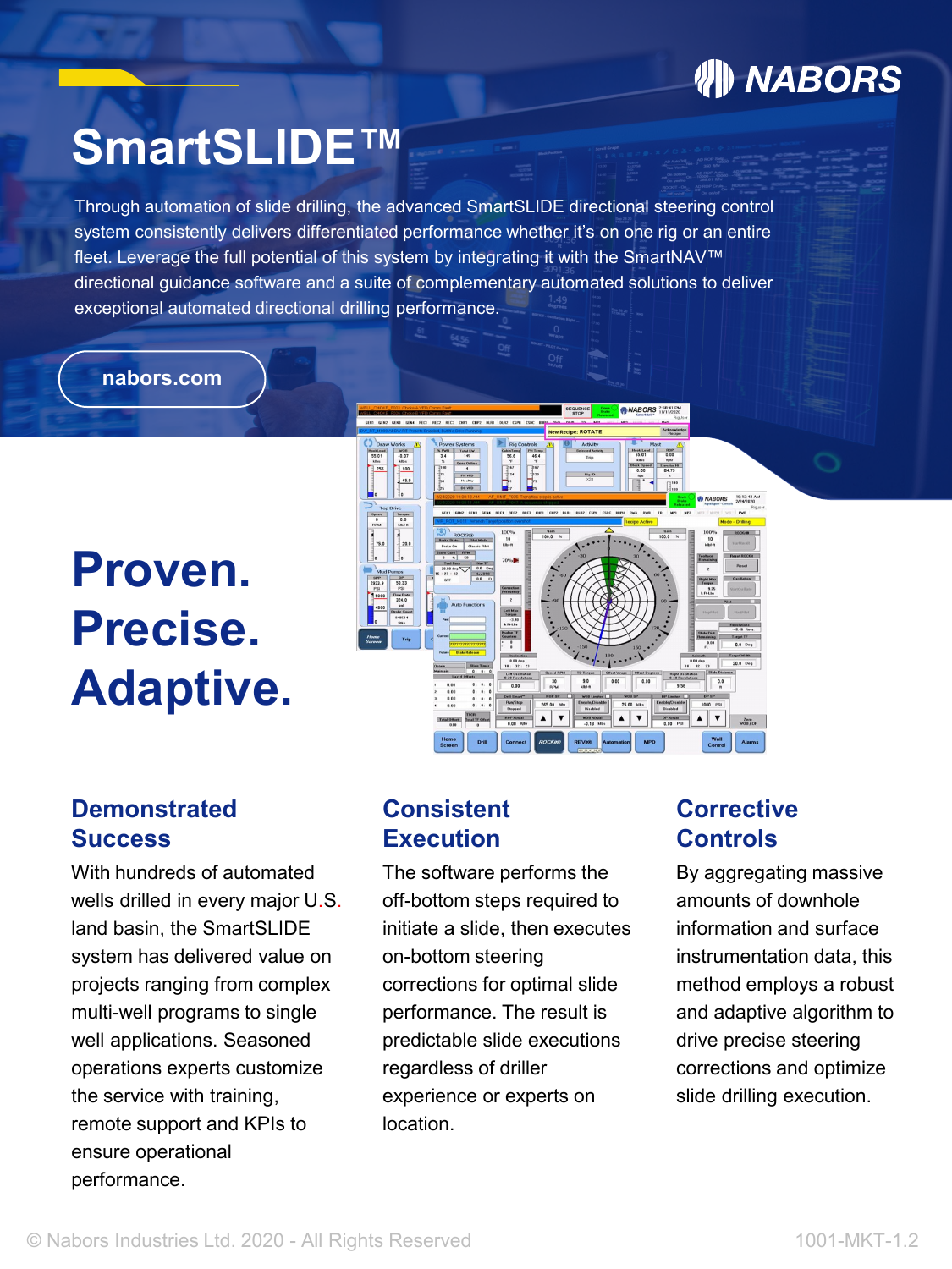NABORS

# SmartSLIDE™

Through automation of slide drilling, the advanced SmartSLIDE directional steering control system consistently delivers differentiated performance whether it's on one rig or an entire fleet. Leverage the full potential of this system by integrating it with the SmartNAV™ directional guidance software and a suite of complementary automated solutions to deliver exceptional automated directional drilling performance.

nabors.com

# Proven. Precise. Adaptive.

## Demonstrated Success

With hundreds of automated wells drilled in every major U.S. land basin, the SmartSLIDE system has delivered value on projects ranging from complex multi-well programs to single well applications. Seasoned operations experts customize the service with training, remote support and KPIs to ensure operational performance.

## Consistent Execution

The software performs the off-bottom steps required to initiate a slide, then executes on-bottom steering corrections for optimal slide performance. The result is predictable slide executions regardless of driller experience or experts on location.

## Corrective Controls

By aggregating massive amounts of downhole information and surface instrumentation data, this method employs a robust and adaptive algorithm to drive precise steering corrections and optimize slide drilling execution.

© Nabors Industries Ltd. 2020 - All Rights Reserved

1001-MKT-1.2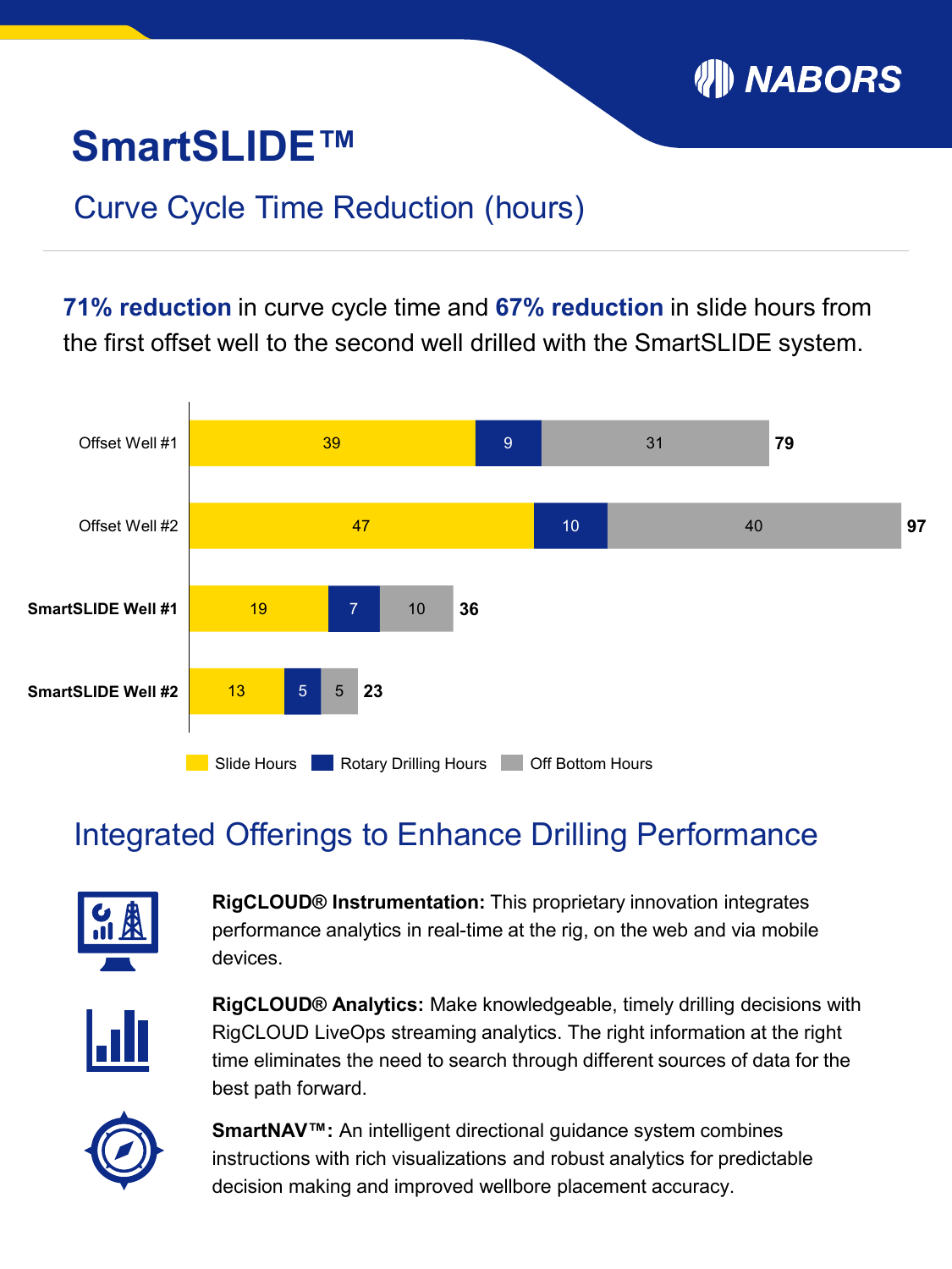# SmartSLIDE™

## Curve Cycle Time Reduction (hours)

**71% reduction** in curve cycle time and **67% reduction** in slide hours from the first offset well to the second well drilled with the SmartSLIDE system.

Offset Well #1: 39 | 9 | 31 | 79

Offset Well #2: 47 | 10 | 40 | 97

**SmartSLIDE Well #1**: 19 | 7 | 10 | 36

**SmartSLIDE Well #2**: 13 | 5 | 5 | 23

Slide Hours | Rotary Drilling Hours | Off Bottom Hours

## Integrated Offerings to Enhance Drilling Performance

**RigCLOUD® Instrumentation:** This proprietary innovation integrates performance analytics in real-time at the rig, on the web and via mobile devices.

**RigCLOUD® Analytics:** Make knowledgeable, timely drilling decisions with RigCLOUD LiveOps streaming analytics. The right information at the right time eliminates the need to search through different sources of data for the best path forward.

**SmartNAV™:** An intelligent directional guidance system combines instructions with rich visualizations and robust analytics for predictable decision making and improved wellbore placement accuracy.